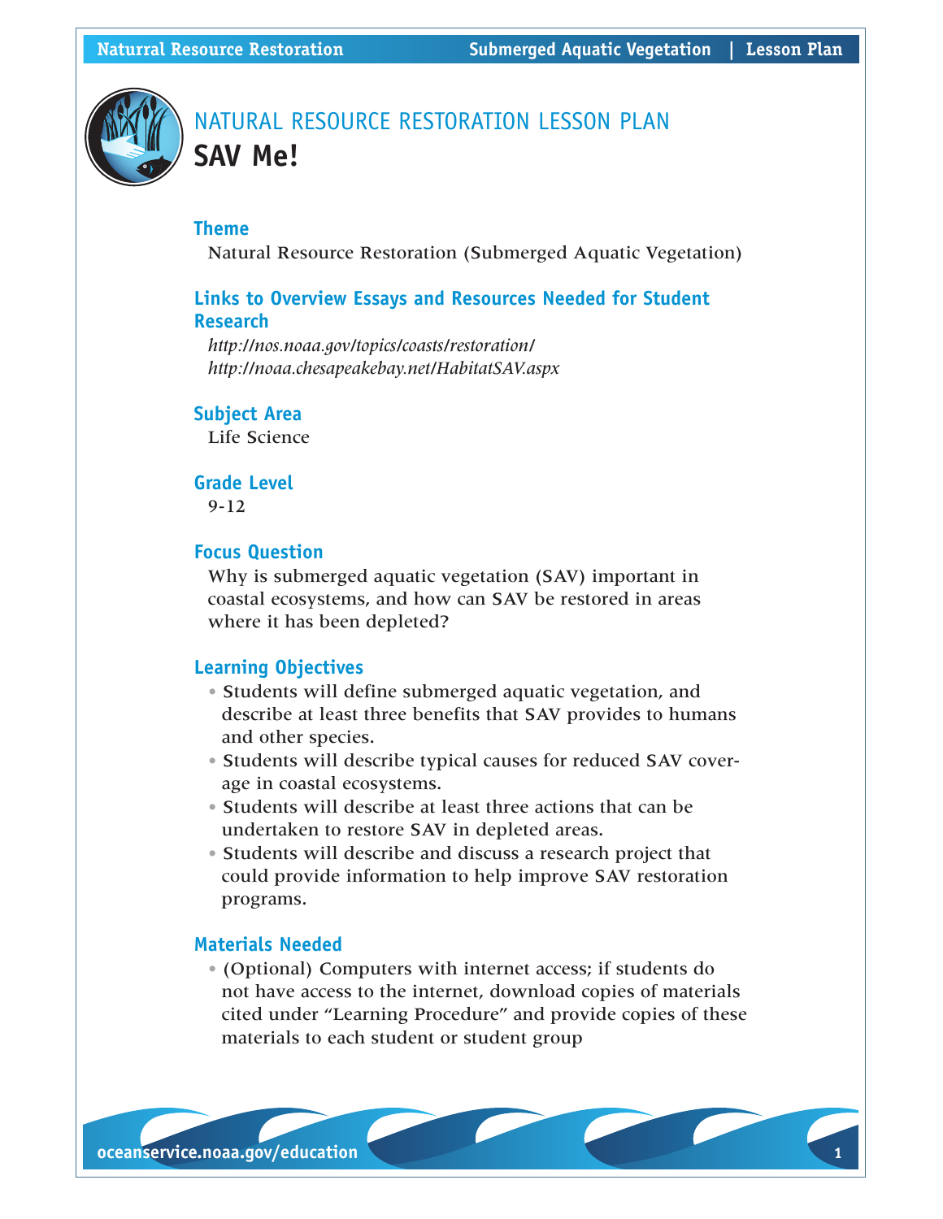# NATURAL RESOURCE RESTORATION LESSON PLAN

# SAV Me!

## Theme

Natural Resource Restoration (Submerged Aquatic Vegetation)

## Links to Overview Essays and Resources Needed for Student Research

*http://nos.noaa.gov/topics/coasts/restoration/*
*http://noaa.chesapeakebay.net/HabitatSAV.aspx*

## Subject Area

Life Science

## Grade Level

9-12

## Focus Question

Why is submerged aquatic vegetation (SAV) important in coastal ecosystems, and how can SAV be restored in areas where it has been depleted?

## Learning Objectives

- Students will define submerged aquatic vegetation, and describe at least three benefits that SAV provides to humans and other species.
- Students will describe typical causes for reduced SAV coverage in coastal ecosystems.
- Students will describe at least three actions that can be undertaken to restore SAV in depleted areas.
- Students will describe and discuss a research project that could provide information to help improve SAV restoration programs.

## Materials Needed

- (Optional) Computers with internet access; if students do not have access to the internet, download copies of materials cited under "Learning Procedure" and provide copies of these materials to each student or student group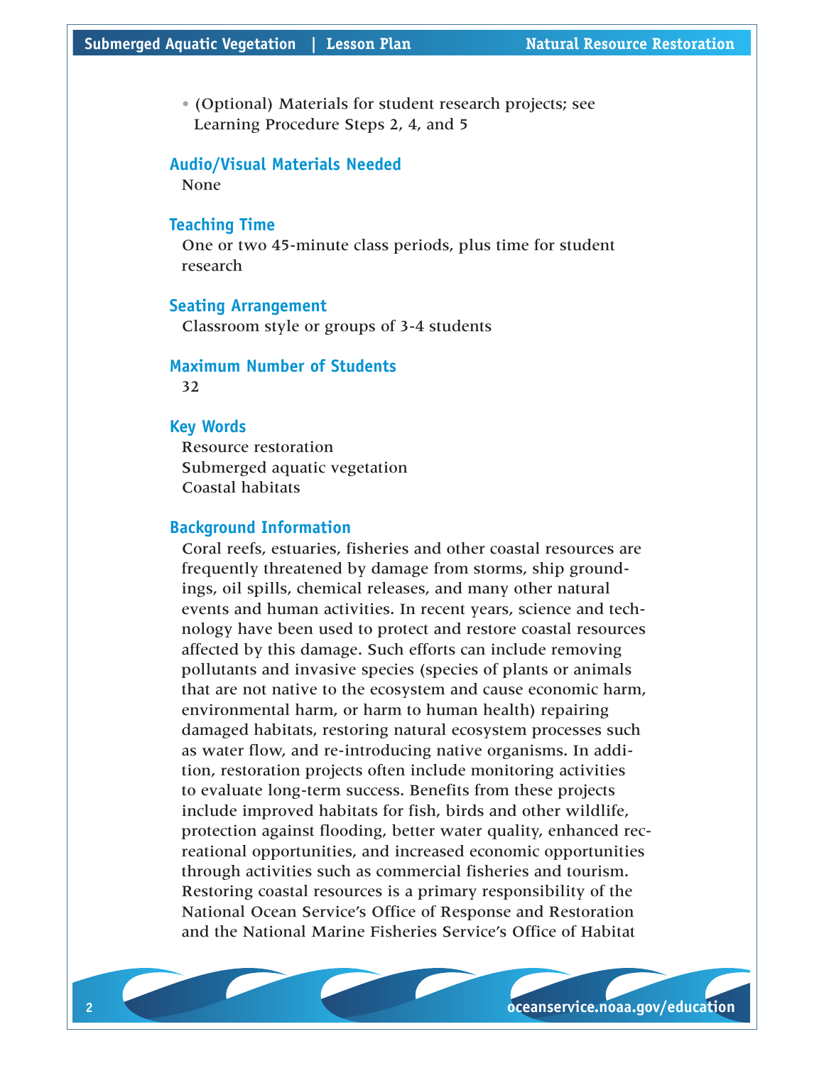- (Optional) Materials for student research projects; see Learning Procedure Steps 2, 4, and 5

## Audio/Visual Materials Needed

None

## Teaching Time

One or two 45-minute class periods, plus time for student research

## Seating Arrangement

Classroom style or groups of 3-4 students

## Maximum Number of Students

32

## Key Words

Resource restoration
Submerged aquatic vegetation
Coastal habitats

## Background Information

Coral reefs, estuaries, fisheries and other coastal resources are frequently threatened by damage from storms, ship groundings, oil spills, chemical releases, and many other natural events and human activities. In recent years, science and technology have been used to protect and restore coastal resources affected by this damage. Such efforts can include removing pollutants and invasive species (species of plants or animals that are not native to the ecosystem and cause economic harm, environmental harm, or harm to human health) repairing damaged habitats, restoring natural ecosystem processes such as water flow, and re-introducing native organisms. In addition, restoration projects often include monitoring activities to evaluate long-term success. Benefits from these projects include improved habitats for fish, birds and other wildlife, protection against flooding, better water quality, enhanced recreational opportunities, and increased economic opportunities through activities such as commercial fisheries and tourism. Restoring coastal resources is a primary responsibility of the National Ocean Service's Office of Response and Restoration and the National Marine Fisheries Service's Office of Habitat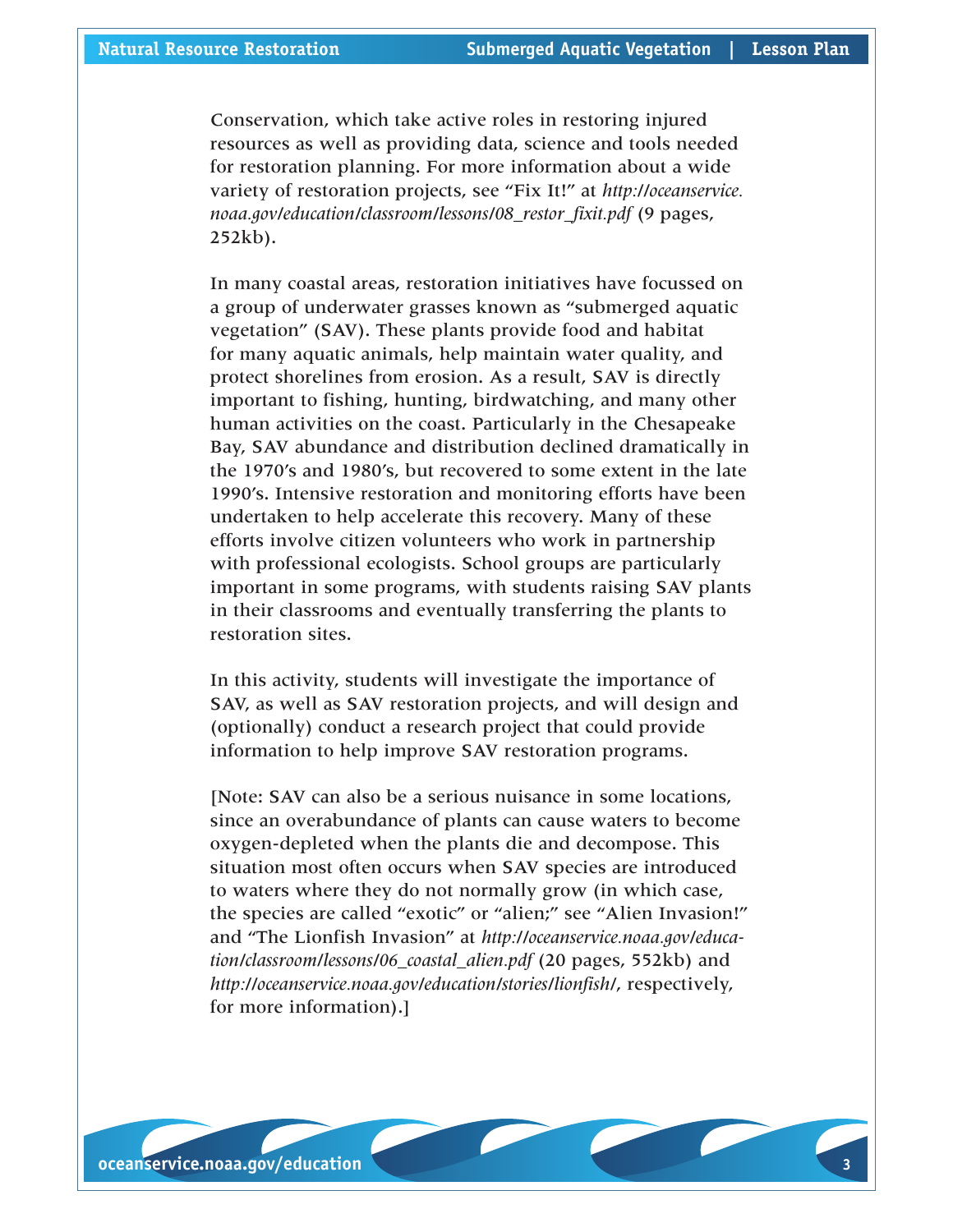Conservation, which take active roles in restoring injured resources as well as providing data, science and tools needed for restoration planning. For more information about a wide variety of restoration projects, see “Fix It!” at *http://oceanservice.noaa.gov/education/classroom/lessons/08_restor_fixit.pdf* (9 pages, 252kb).

In many coastal areas, restoration initiatives have focussed on a group of underwater grasses known as “submerged aquatic vegetation” (SAV). These plants provide food and habitat for many aquatic animals, help maintain water quality, and protect shorelines from erosion. As a result, SAV is directly important to fishing, hunting, birdwatching, and many other human activities on the coast. Particularly in the Chesapeake Bay, SAV abundance and distribution declined dramatically in the 1970’s and 1980’s, but recovered to some extent in the late 1990’s. Intensive restoration and monitoring efforts have been undertaken to help accelerate this recovery. Many of these efforts involve citizen volunteers who work in partnership with professional ecologists. School groups are particularly important in some programs, with students raising SAV plants in their classrooms and eventually transferring the plants to restoration sites.

In this activity, students will investigate the importance of SAV, as well as SAV restoration projects, and will design and (optionally) conduct a research project that could provide information to help improve SAV restoration programs.

[Note: SAV can also be a serious nuisance in some locations, since an overabundance of plants can cause waters to become oxygen-depleted when the plants die and decompose. This situation most often occurs when SAV species are introduced to waters where they do not normally grow (in which case, the species are called “exotic” or “alien;” see “Alien Invasion!” and “The Lionfish Invasion” at *http://oceanservice.noaa.gov/education/classroom/lessons/06_coastal_alien.pdf* (20 pages, 552kb) and *http://oceanservice.noaa.gov/education/stories/lionfish/*, respectively, for more information).]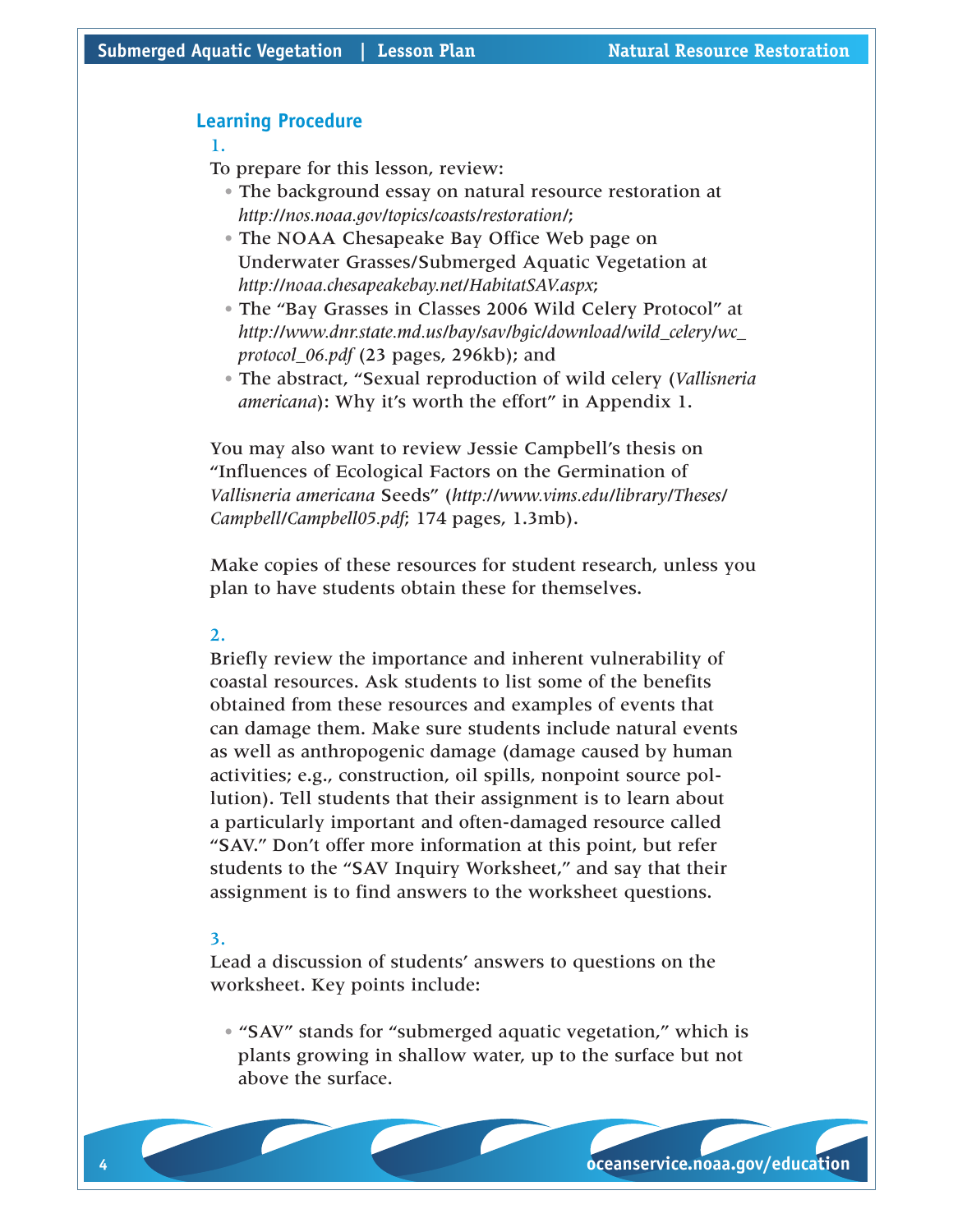## Learning Procedure

1.

To prepare for this lesson, review:

- The background essay on natural resource restoration at *http://nos.noaa.gov/topics/coasts/restoration/*;
- The NOAA Chesapeake Bay Office Web page on Underwater Grasses/Submerged Aquatic Vegetation at *http://noaa.chesapeakebay.net/HabitatSAV.aspx*;
- The "Bay Grasses in Classes 2006 Wild Celery Protocol" at *http://www.dnr.state.md.us/bay/sav/bgic/download/wild_celery/wc_protocol_06.pdf* (23 pages, 296kb); and
- The abstract, "Sexual reproduction of wild celery (*Vallisneria americana*): Why it's worth the effort" in Appendix 1.

You may also want to review Jessie Campbell's thesis on "Influences of Ecological Factors on the Germination of *Vallisneria americana* Seeds" (*http://www.vims.edu/library/Theses/Campbell/Campbell05.pdf*; 174 pages, 1.3mb).

Make copies of these resources for student research, unless you plan to have students obtain these for themselves.

2.

Briefly review the importance and inherent vulnerability of coastal resources. Ask students to list some of the benefits obtained from these resources and examples of events that can damage them. Make sure students include natural events as well as anthropogenic damage (damage caused by human activities; e.g., construction, oil spills, nonpoint source pollution). Tell students that their assignment is to learn about a particularly important and often-damaged resource called "SAV." Don't offer more information at this point, but refer students to the "SAV Inquiry Worksheet," and say that their assignment is to find answers to the worksheet questions.

3.

Lead a discussion of students' answers to questions on the worksheet. Key points include:

- "SAV" stands for "submerged aquatic vegetation," which is plants growing in shallow water, up to the surface but not above the surface.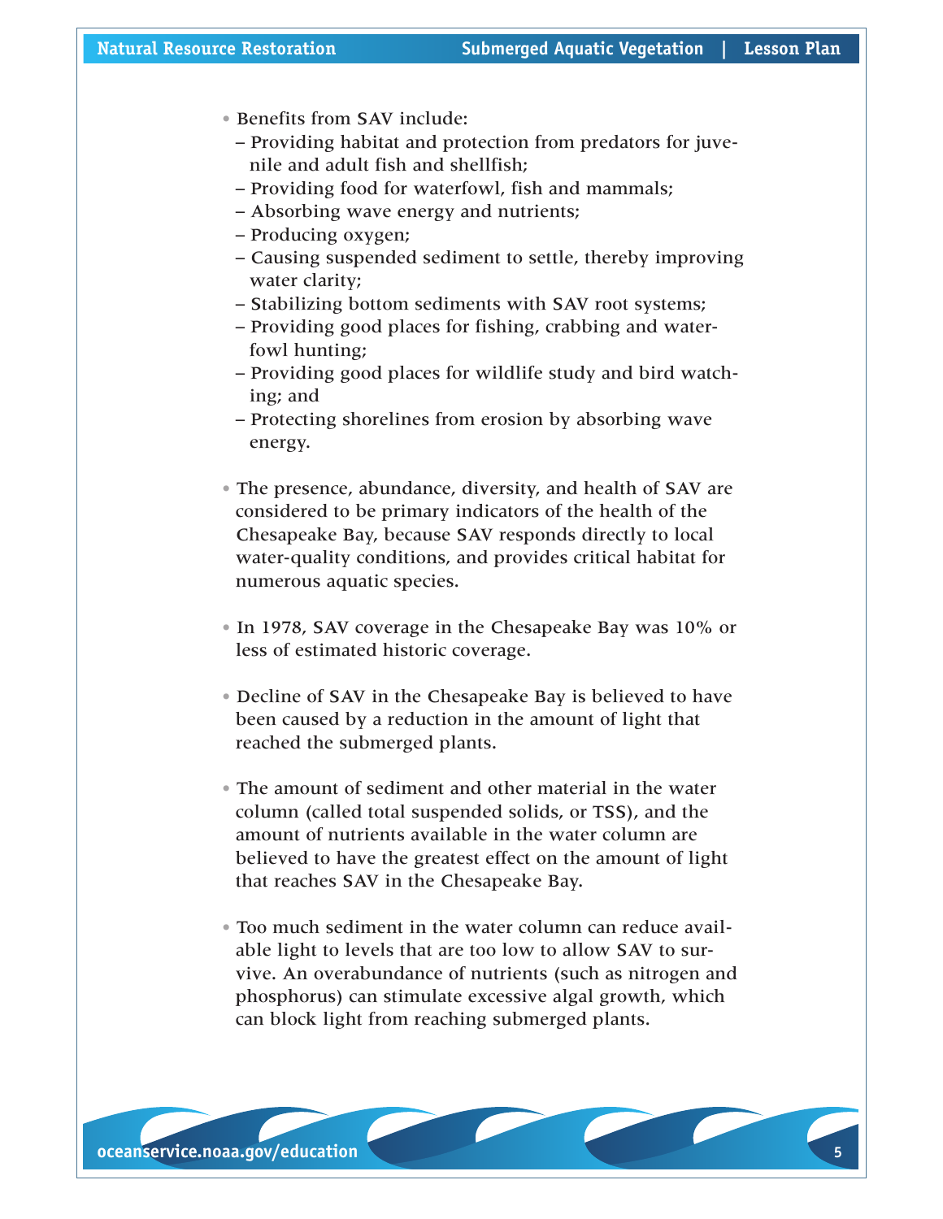- Benefits from SAV include:
  - Providing habitat and protection from predators for juvenile and adult fish and shellfish;
  - Providing food for waterfowl, fish and mammals;
  - Absorbing wave energy and nutrients;
  - Producing oxygen;
  - Causing suspended sediment to settle, thereby improving water clarity;
  - Stabilizing bottom sediments with SAV root systems;
  - Providing good places for fishing, crabbing and waterfowl hunting;
  - Providing good places for wildlife study and bird watching; and
  - Protecting shorelines from erosion by absorbing wave energy.

- The presence, abundance, diversity, and health of SAV are considered to be primary indicators of the health of the Chesapeake Bay, because SAV responds directly to local water-quality conditions, and provides critical habitat for numerous aquatic species.

- In 1978, SAV coverage in the Chesapeake Bay was 10% or less of estimated historic coverage.

- Decline of SAV in the Chesapeake Bay is believed to have been caused by a reduction in the amount of light that reached the submerged plants.

- The amount of sediment and other material in the water column (called total suspended solids, or TSS), and the amount of nutrients available in the water column are believed to have the greatest effect on the amount of light that reaches SAV in the Chesapeake Bay.

- Too much sediment in the water column can reduce available light to levels that are too low to allow SAV to survive. An overabundance of nutrients (such as nitrogen and phosphorus) can stimulate excessive algal growth, which can block light from reaching submerged plants.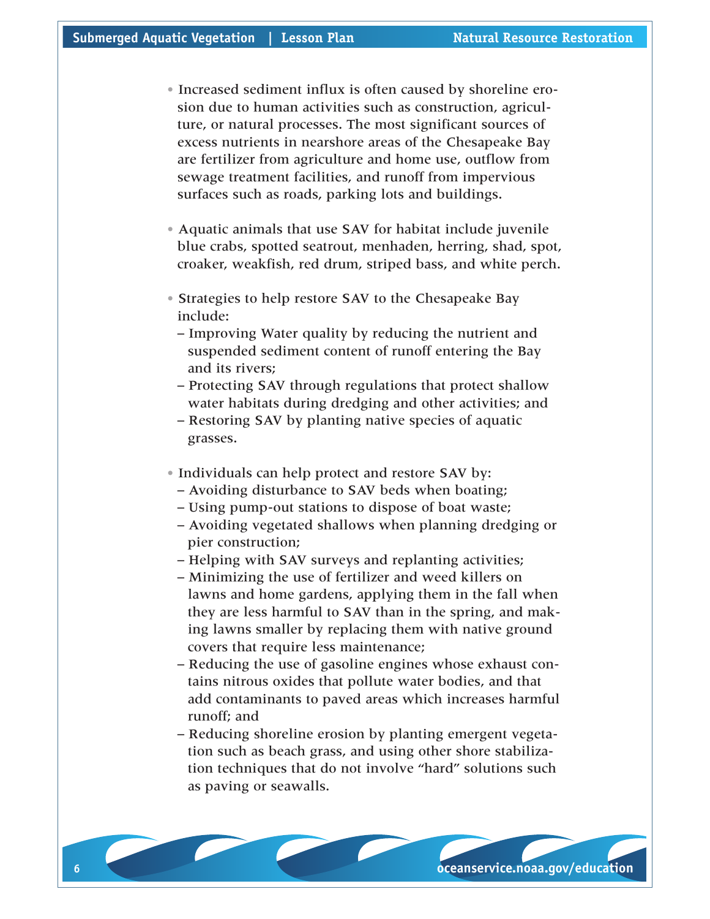- Increased sediment influx is often caused by shoreline erosion due to human activities such as construction, agriculture, or natural processes. The most significant sources of excess nutrients in nearshore areas of the Chesapeake Bay are fertilizer from agriculture and home use, outflow from sewage treatment facilities, and runoff from impervious surfaces such as roads, parking lots and buildings.

- Aquatic animals that use SAV for habitat include juvenile blue crabs, spotted seatrout, menhaden, herring, shad, spot, croaker, weakfish, red drum, striped bass, and white perch.

- Strategies to help restore SAV to the Chesapeake Bay include:
  - Improving Water quality by reducing the nutrient and suspended sediment content of runoff entering the Bay and its rivers;
  - Protecting SAV through regulations that protect shallow water habitats during dredging and other activities; and
  - Restoring SAV by planting native species of aquatic grasses.

- Individuals can help protect and restore SAV by:
  - Avoiding disturbance to SAV beds when boating;
  - Using pump-out stations to dispose of boat waste;
  - Avoiding vegetated shallows when planning dredging or pier construction;
  - Helping with SAV surveys and replanting activities;
  - Minimizing the use of fertilizer and weed killers on lawns and home gardens, applying them in the fall when they are less harmful to SAV than in the spring, and making lawns smaller by replacing them with native ground covers that require less maintenance;
  - Reducing the use of gasoline engines whose exhaust contains nitrous oxides that pollute water bodies, and that add contaminants to paved areas which increases harmful runoff; and
  - Reducing shoreline erosion by planting emergent vegetation such as beach grass, and using other shore stabilization techniques that do not involve "hard" solutions such as paving or seawalls.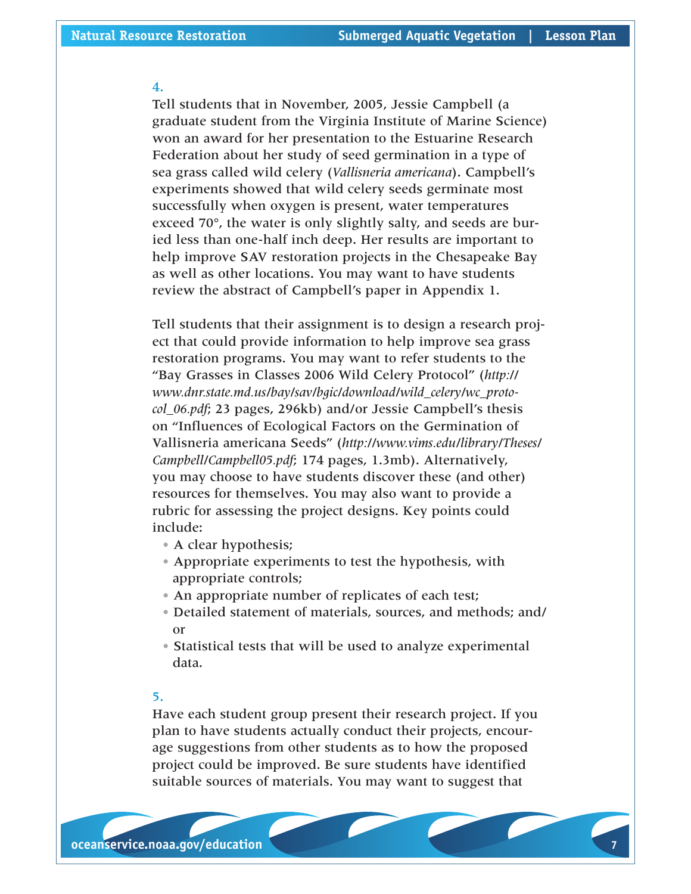**4.**

Tell students that in November, 2005, Jessie Campbell (a graduate student from the Virginia Institute of Marine Science) won an award for her presentation to the Estuarine Research Federation about her study of seed germination in a type of sea grass called wild celery (*Vallisneria americana*). Campbell's experiments showed that wild celery seeds germinate most successfully when oxygen is present, water temperatures exceed 70°, the water is only slightly salty, and seeds are buried less than one-half inch deep. Her results are important to help improve SAV restoration projects in the Chesapeake Bay as well as other locations. You may want to have students review the abstract of Campbell's paper in Appendix 1.

Tell students that their assignment is to design a research project that could provide information to help improve sea grass restoration programs. You may want to refer students to the "Bay Grasses in Classes 2006 Wild Celery Protocol" (*http://www.dnr.state.md.us/bay/sav/bgic/download/wild_celery/wc_protocol_06.pdf*; 23 pages, 296kb) and/or Jessie Campbell's thesis on "Influences of Ecological Factors on the Germination of Vallisneria americana Seeds" (*http://www.vims.edu/library/Theses/Campbell/Campbell05.pdf*; 174 pages, 1.3mb). Alternatively, you may choose to have students discover these (and other) resources for themselves. You may also want to provide a rubric for assessing the project designs. Key points could include:

- A clear hypothesis;
- Appropriate experiments to test the hypothesis, with appropriate controls;
- An appropriate number of replicates of each test;
- Detailed statement of materials, sources, and methods; and/or
- Statistical tests that will be used to analyze experimental data.

**5.**

Have each student group present their research project. If you plan to have students actually conduct their projects, encourage suggestions from other students as to how the proposed project could be improved. Be sure students have identified suitable sources of materials. You may want to suggest that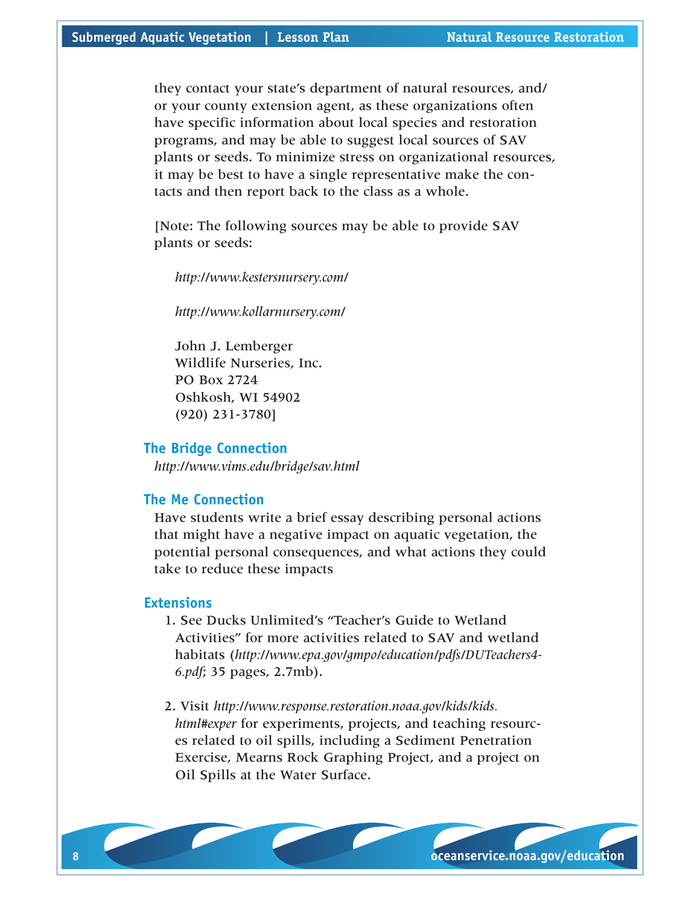they contact your state's department of natural resources, and/or your county extension agent, as these organizations often have specific information about local species and restoration programs, and may be able to suggest local sources of SAV plants or seeds. To minimize stress on organizational resources, it may be best to have a single representative make the contacts and then report back to the class as a whole.

[Note: The following sources may be able to provide SAV plants or seeds:

*http://www.kestersnursery.com/*

*http://www.kollarnursery.com/*

John J. Lemberger
Wildlife Nurseries, Inc.
PO Box 2724
Oshkosh, WI 54902
(920) 231-3780]

## The Bridge Connection

*http://www.vims.edu/bridge/sav.html*

## The Me Connection

Have students write a brief essay describing personal actions that might have a negative impact on aquatic vegetation, the potential personal consequences, and what actions they could take to reduce these impacts

## Extensions

1. See Ducks Unlimited's "Teacher's Guide to Wetland Activities" for more activities related to SAV and wetland habitats (*http://www.epa.gov/gmpo/education/pdfs/DUTeachers4-6.pdf*; 35 pages, 2.7mb).

2. Visit *http://www.response.restoration.noaa.gov/kids/kids.html#exper* for experiments, projects, and teaching resources related to oil spills, including a Sediment Penetration Exercise, Mearns Rock Graphing Project, and a project on Oil Spills at the Water Surface.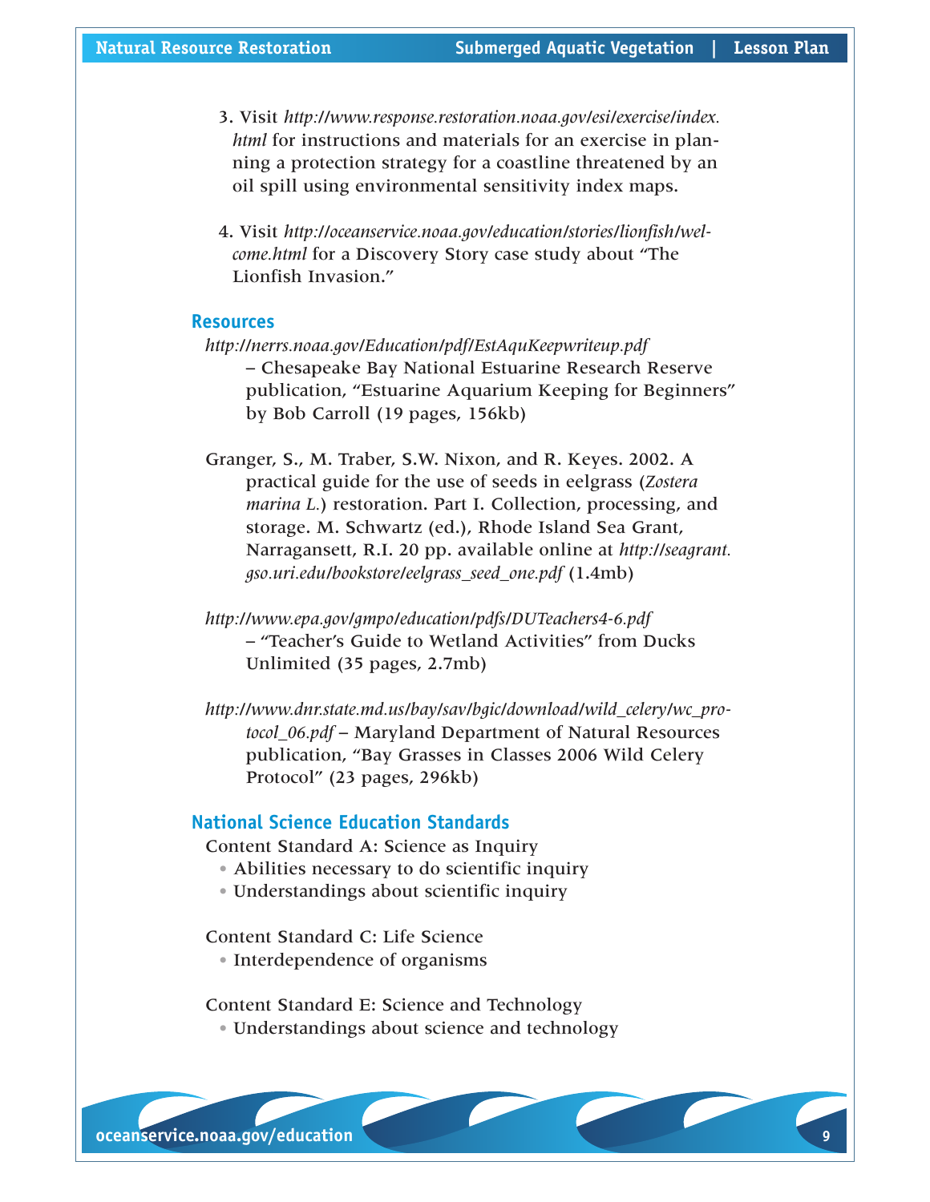3. Visit *http://www.response.restoration.noaa.gov/esi/exercise/index.html* for instructions and materials for an exercise in planning a protection strategy for a coastline threatened by an oil spill using environmental sensitivity index maps.

4. Visit *http://oceanservice.noaa.gov/education/stories/lionfish/welcome.html* for a Discovery Story case study about "The Lionfish Invasion."

## Resources

*http://nerrs.noaa.gov/Education/pdf/EstAquKeepwriteup.pdf* – Chesapeake Bay National Estuarine Research Reserve publication, "Estuarine Aquarium Keeping for Beginners" by Bob Carroll (19 pages, 156kb)

Granger, S., M. Traber, S.W. Nixon, and R. Keyes. 2002. A practical guide for the use of seeds in eelgrass (*Zostera marina L.*) restoration. Part I. Collection, processing, and storage. M. Schwartz (ed.), Rhode Island Sea Grant, Narragansett, R.I. 20 pp. available online at *http://seagrant.gso.uri.edu/bookstore/eelgrass_seed_one.pdf* (1.4mb)

*http://www.epa.gov/gmpo/education/pdfs/DUTeachers4-6.pdf* – "Teacher's Guide to Wetland Activities" from Ducks Unlimited (35 pages, 2.7mb)

*http://www.dnr.state.md.us/bay/sav/bgic/download/wild_celery/wc_protocol_06.pdf* – Maryland Department of Natural Resources publication, "Bay Grasses in Classes 2006 Wild Celery Protocol" (23 pages, 296kb)

## National Science Education Standards

Content Standard A: Science as Inquiry

- Abilities necessary to do scientific inquiry
- Understandings about scientific inquiry

Content Standard C: Life Science

- Interdependence of organisms

Content Standard E: Science and Technology

- Understandings about science and technology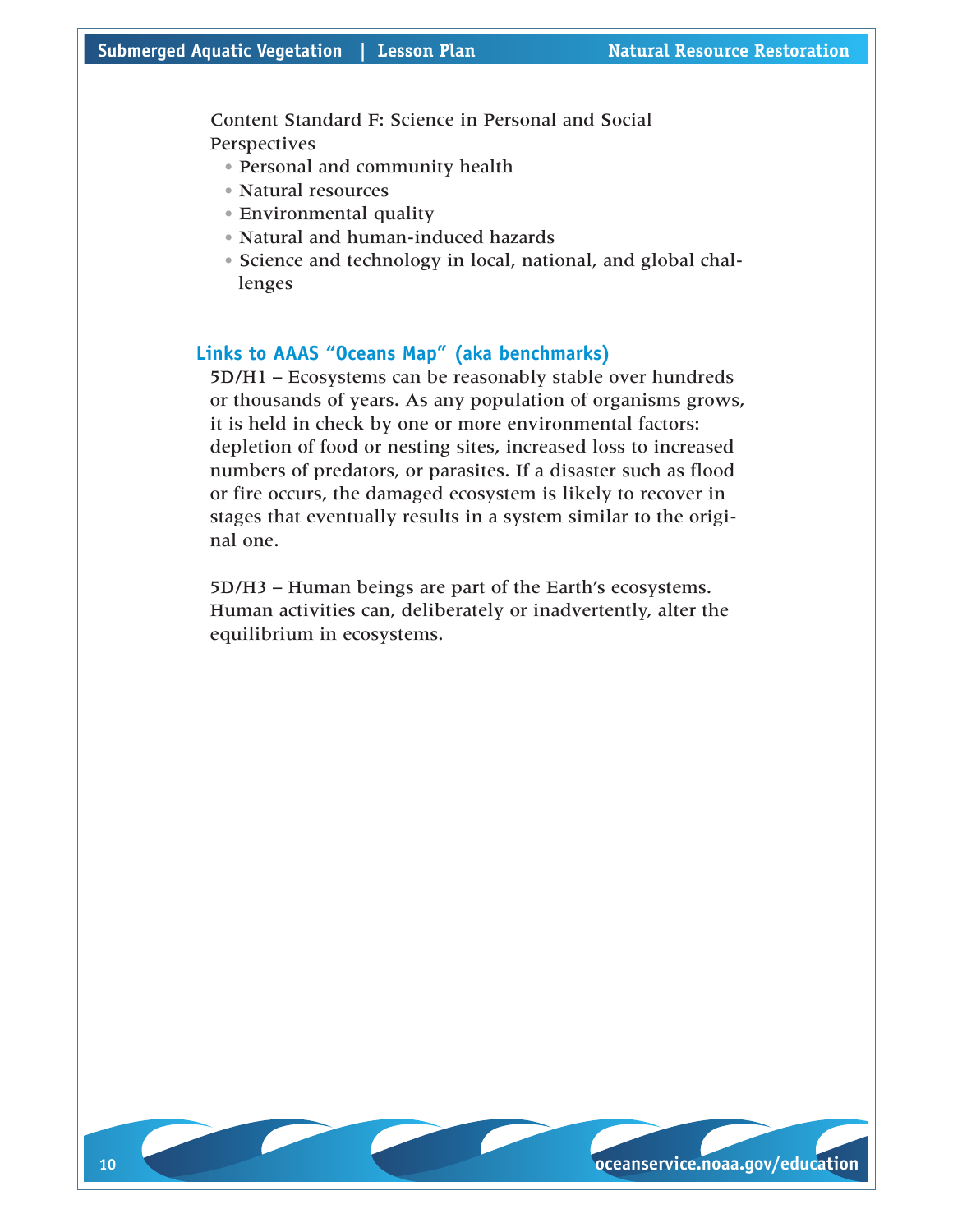Content Standard F: Science in Personal and Social Perspectives

- Personal and community health
- Natural resources
- Environmental quality
- Natural and human-induced hazards
- Science and technology in local, national, and global challenges

## Links to AAAS "Oceans Map" (aka benchmarks)

5D/H1 – Ecosystems can be reasonably stable over hundreds or thousands of years. As any population of organisms grows, it is held in check by one or more environmental factors: depletion of food or nesting sites, increased loss to increased numbers of predators, or parasites. If a disaster such as flood or fire occurs, the damaged ecosystem is likely to recover in stages that eventually results in a system similar to the original one.

5D/H3 – Human beings are part of the Earth's ecosystems. Human activities can, deliberately or inadvertently, alter the equilibrium in ecosystems.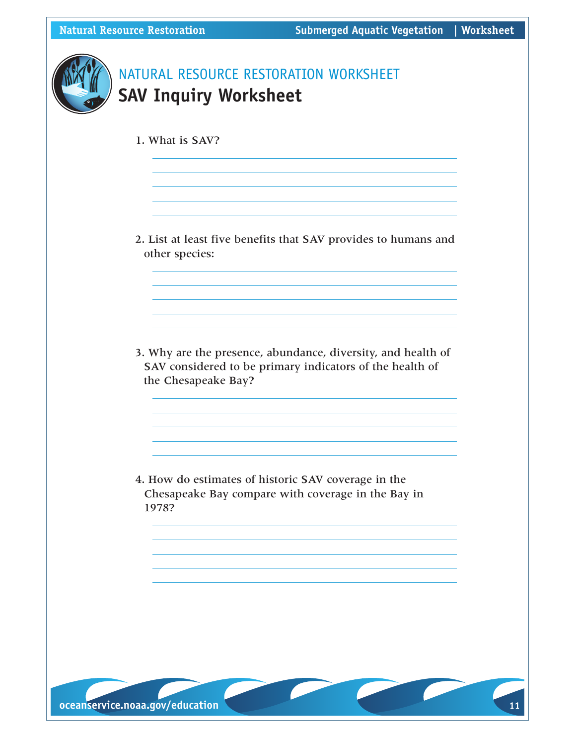NATURAL RESOURCE RESTORATION WORKSHEET

# SAV Inquiry Worksheet

1. What is SAV?

2. List at least five benefits that SAV provides to humans and other species:

3. Why are the presence, abundance, diversity, and health of SAV considered to be primary indicators of the health of the Chesapeake Bay?

4. How do estimates of historic SAV coverage in the Chesapeake Bay compare with coverage in the Bay in 1978?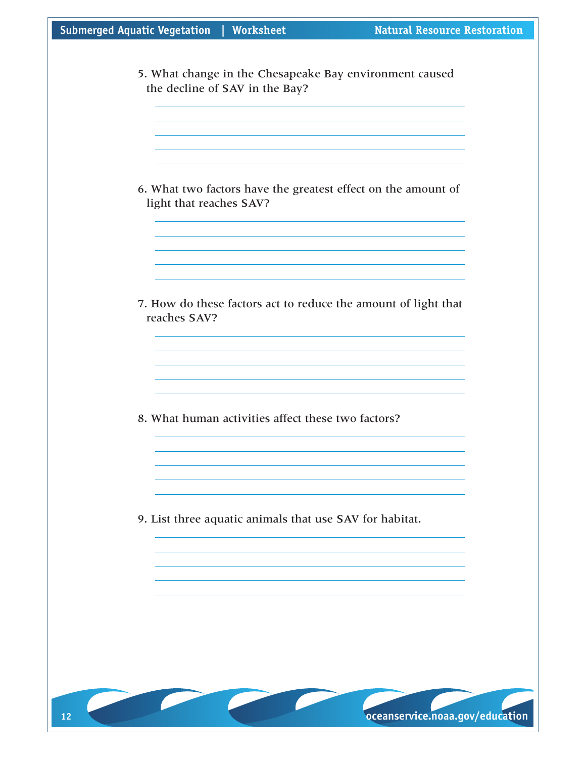5. What change in the Chesapeake Bay environment caused the decline of SAV in the Bay?

6. What two factors have the greatest effect on the amount of light that reaches SAV?

7. How do these factors act to reduce the amount of light that reaches SAV?

8. What human activities affect these two factors?

9. List three aquatic animals that use SAV for habitat.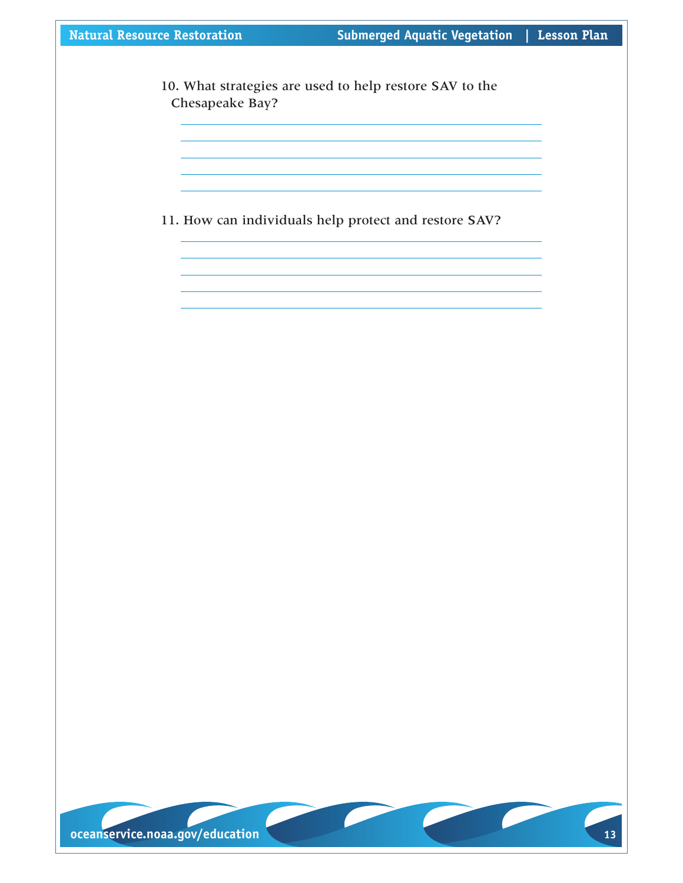10. What strategies are used to help restore SAV to the Chesapeake Bay?

\_\_\_\_\_\_\_\_\_\_\_\_\_\_\_\_\_\_\_\_\_\_\_\_\_\_\_\_\_\_\_\_\_\_\_\_\_\_\_\_\_\_\_\_\_\_\_\_\_\_\_\_\_\_\_\_

\_\_\_\_\_\_\_\_\_\_\_\_\_\_\_\_\_\_\_\_\_\_\_\_\_\_\_\_\_\_\_\_\_\_\_\_\_\_\_\_\_\_\_\_\_\_\_\_\_\_\_\_\_\_\_\_

\_\_\_\_\_\_\_\_\_\_\_\_\_\_\_\_\_\_\_\_\_\_\_\_\_\_\_\_\_\_\_\_\_\_\_\_\_\_\_\_\_\_\_\_\_\_\_\_\_\_\_\_\_\_\_\_

\_\_\_\_\_\_\_\_\_\_\_\_\_\_\_\_\_\_\_\_\_\_\_\_\_\_\_\_\_\_\_\_\_\_\_\_\_\_\_\_\_\_\_\_\_\_\_\_\_\_\_\_\_\_\_\_

\_\_\_\_\_\_\_\_\_\_\_\_\_\_\_\_\_\_\_\_\_\_\_\_\_\_\_\_\_\_\_\_\_\_\_\_\_\_\_\_\_\_\_\_\_\_\_\_\_\_\_\_\_\_\_\_

11. How can individuals help protect and restore SAV?

\_\_\_\_\_\_\_\_\_\_\_\_\_\_\_\_\_\_\_\_\_\_\_\_\_\_\_\_\_\_\_\_\_\_\_\_\_\_\_\_\_\_\_\_\_\_\_\_\_\_\_\_\_\_\_\_

\_\_\_\_\_\_\_\_\_\_\_\_\_\_\_\_\_\_\_\_\_\_\_\_\_\_\_\_\_\_\_\_\_\_\_\_\_\_\_\_\_\_\_\_\_\_\_\_\_\_\_\_\_\_\_\_

\_\_\_\_\_\_\_\_\_\_\_\_\_\_\_\_\_\_\_\_\_\_\_\_\_\_\_\_\_\_\_\_\_\_\_\_\_\_\_\_\_\_\_\_\_\_\_\_\_\_\_\_\_\_\_\_

\_\_\_\_\_\_\_\_\_\_\_\_\_\_\_\_\_\_\_\_\_\_\_\_\_\_\_\_\_\_\_\_\_\_\_\_\_\_\_\_\_\_\_\_\_\_\_\_\_\_\_\_\_\_\_\_

\_\_\_\_\_\_\_\_\_\_\_\_\_\_\_\_\_\_\_\_\_\_\_\_\_\_\_\_\_\_\_\_\_\_\_\_\_\_\_\_\_\_\_\_\_\_\_\_\_\_\_\_\_\_\_\_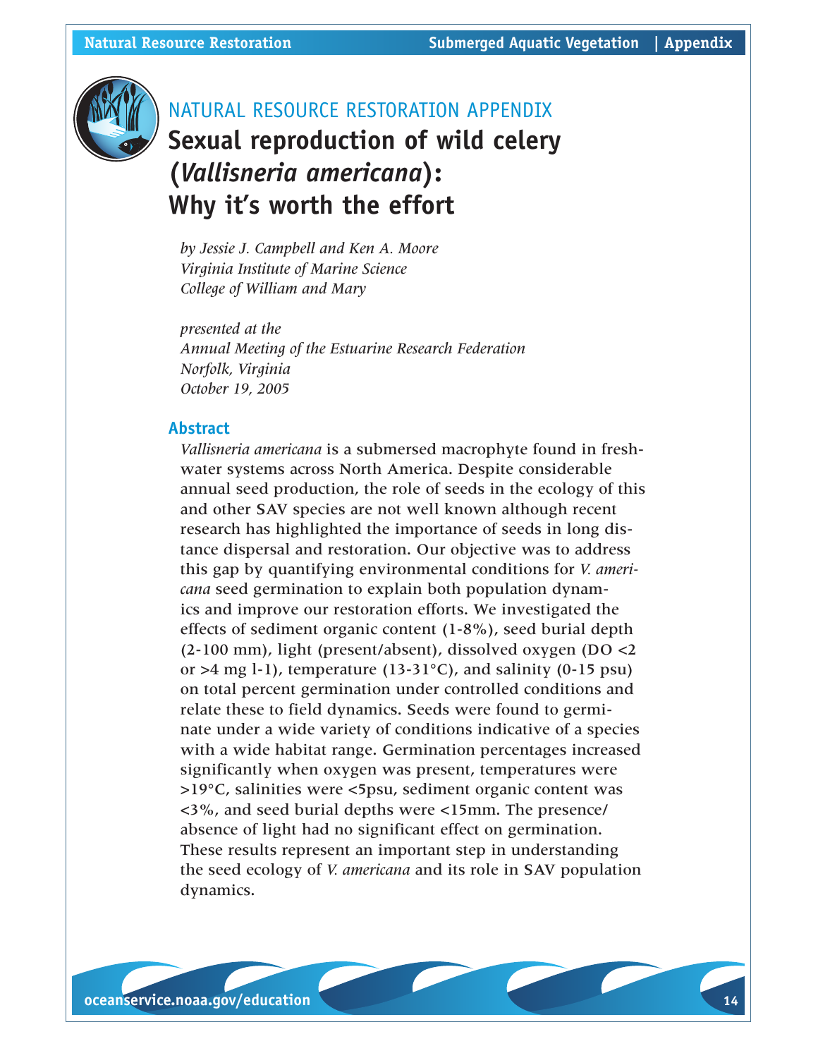NATURAL RESOURCE RESTORATION APPENDIX

# Sexual reproduction of wild celery (*Vallisneria americana*): Why it's worth the effort

*by Jessie J. Campbell and Ken A. Moore*
*Virginia Institute of Marine Science*
*College of William and Mary*

*presented at the*
*Annual Meeting of the Estuarine Research Federation*
*Norfolk, Virginia*
*October 19, 2005*

## Abstract

*Vallisneria americana* is a submersed macrophyte found in freshwater systems across North America. Despite considerable annual seed production, the role of seeds in the ecology of this and other SAV species are not well known although recent research has highlighted the importance of seeds in long distance dispersal and restoration. Our objective was to address this gap by quantifying environmental conditions for *V. americana* seed germination to explain both population dynamics and improve our restoration efforts. We investigated the effects of sediment organic content (1-8%), seed burial depth (2-100 mm), light (present/absent), dissolved oxygen (DO <2 or >4 mg l-1), temperature (13-31°C), and salinity (0-15 psu) on total percent germination under controlled conditions and relate these to field dynamics. Seeds were found to germinate under a wide variety of conditions indicative of a species with a wide habitat range. Germination percentages increased significantly when oxygen was present, temperatures were >19°C, salinities were <5psu, sediment organic content was <3%, and seed burial depths were <15mm. The presence/absence of light had no significant effect on germination. These results represent an important step in understanding the seed ecology of *V. americana* and its role in SAV population dynamics.